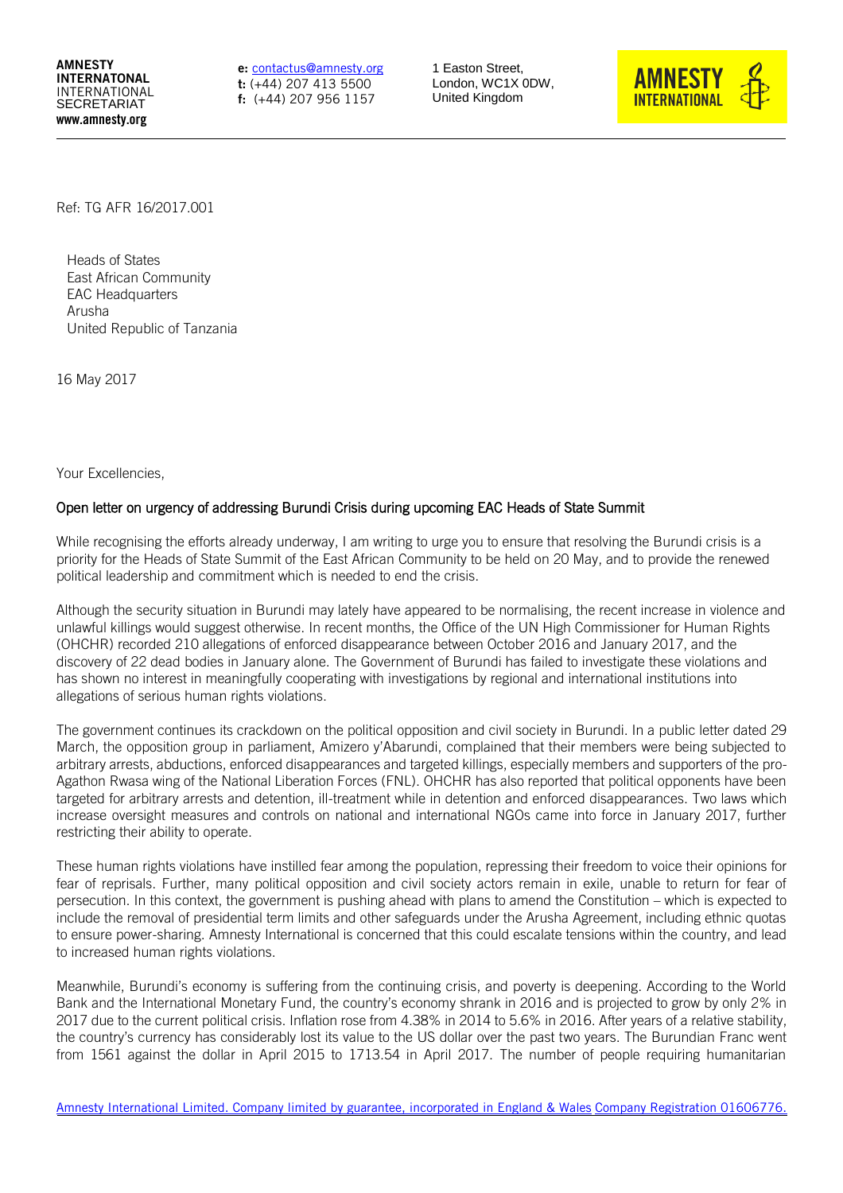**AMNESTY INTERNATONAL**
INTERNATIONAL SECRETARIAT
**www.amnesty.org**

**e:** contactus@amnesty.org
**t:** (+44) 207 413 5500
**f:** (+44) 207 956 1157

1 Easton Street,
London, WC1X 0DW,
United Kingdom

Ref: TG AFR 16/2017.001

Heads of States
East African Community
EAC Headquarters
Arusha
United Republic of Tanzania

16 May 2017

Your Excellencies,

## Open letter on urgency of addressing Burundi Crisis during upcoming EAC Heads of State Summit

While recognising the efforts already underway, I am writing to urge you to ensure that resolving the Burundi crisis is a priority for the Heads of State Summit of the East African Community to be held on 20 May, and to provide the renewed political leadership and commitment which is needed to end the crisis.

Although the security situation in Burundi may lately have appeared to be normalising, the recent increase in violence and unlawful killings would suggest otherwise. In recent months, the Office of the UN High Commissioner for Human Rights (OHCHR) recorded 210 allegations of enforced disappearance between October 2016 and January 2017, and the discovery of 22 dead bodies in January alone. The Government of Burundi has failed to investigate these violations and has shown no interest in meaningfully cooperating with investigations by regional and international institutions into allegations of serious human rights violations.

The government continues its crackdown on the political opposition and civil society in Burundi. In a public letter dated 29 March, the opposition group in parliament, Amizero y'Abarundi, complained that their members were being subjected to arbitrary arrests, abductions, enforced disappearances and targeted killings, especially members and supporters of the pro-Agathon Rwasa wing of the National Liberation Forces (FNL). OHCHR has also reported that political opponents have been targeted for arbitrary arrests and detention, ill-treatment while in detention and enforced disappearances. Two laws which increase oversight measures and controls on national and international NGOs came into force in January 2017, further restricting their ability to operate.

These human rights violations have instilled fear among the population, repressing their freedom to voice their opinions for fear of reprisals. Further, many political opposition and civil society actors remain in exile, unable to return for fear of persecution. In this context, the government is pushing ahead with plans to amend the Constitution – which is expected to include the removal of presidential term limits and other safeguards under the Arusha Agreement, including ethnic quotas to ensure power-sharing. Amnesty International is concerned that this could escalate tensions within the country, and lead to increased human rights violations.

Meanwhile, Burundi's economy is suffering from the continuing crisis, and poverty is deepening. According to the World Bank and the International Monetary Fund, the country's economy shrank in 2016 and is projected to grow by only 2% in 2017 due to the current political crisis. Inflation rose from 4.38% in 2014 to 5.6% in 2016. After years of a relative stability, the country's currency has considerably lost its value to the US dollar over the past two years. The Burundian Franc went from 1561 against the dollar in April 2015 to 1713.54 in April 2017. The number of people requiring humanitarian

Amnesty International Limited. Company limited by guarantee, incorporated in England & Wales Company Registration 01606776.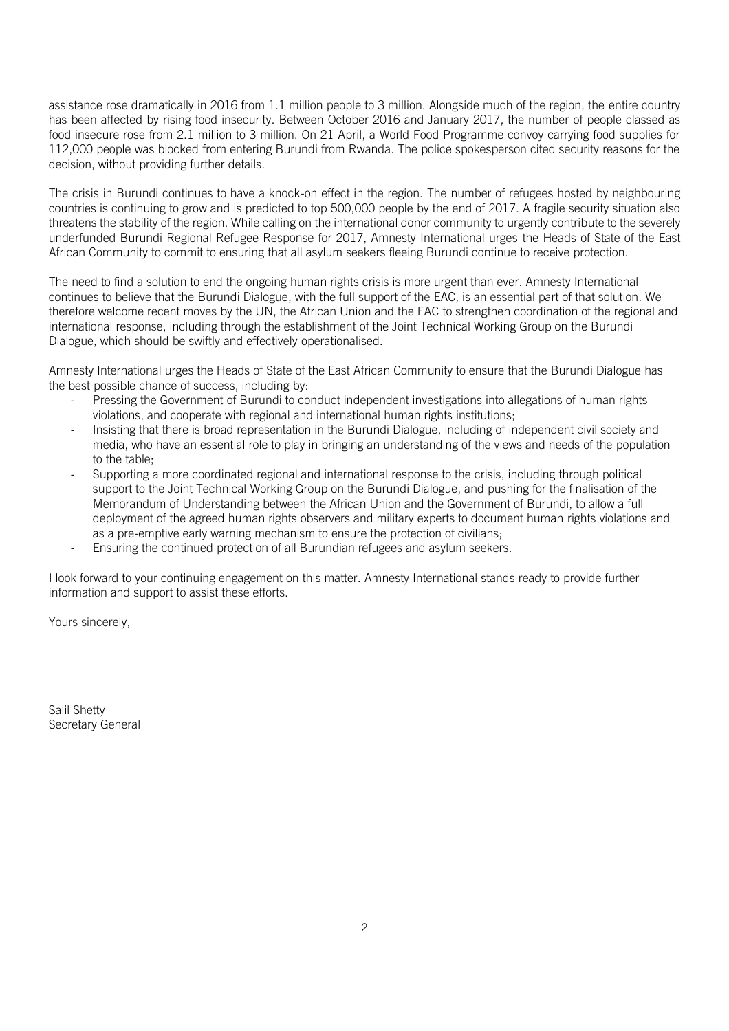assistance rose dramatically in 2016 from 1.1 million people to 3 million. Alongside much of the region, the entire country has been affected by rising food insecurity. Between October 2016 and January 2017, the number of people classed as food insecure rose from 2.1 million to 3 million. On 21 April, a World Food Programme convoy carrying food supplies for 112,000 people was blocked from entering Burundi from Rwanda. The police spokesperson cited security reasons for the decision, without providing further details.

The crisis in Burundi continues to have a knock-on effect in the region. The number of refugees hosted by neighbouring countries is continuing to grow and is predicted to top 500,000 people by the end of 2017. A fragile security situation also threatens the stability of the region. While calling on the international donor community to urgently contribute to the severely underfunded Burundi Regional Refugee Response for 2017, Amnesty International urges the Heads of State of the East African Community to commit to ensuring that all asylum seekers fleeing Burundi continue to receive protection.

The need to find a solution to end the ongoing human rights crisis is more urgent than ever. Amnesty International continues to believe that the Burundi Dialogue, with the full support of the EAC, is an essential part of that solution. We therefore welcome recent moves by the UN, the African Union and the EAC to strengthen coordination of the regional and international response, including through the establishment of the Joint Technical Working Group on the Burundi Dialogue, which should be swiftly and effectively operationalised.

Amnesty International urges the Heads of State of the East African Community to ensure that the Burundi Dialogue has the best possible chance of success, including by:

- Pressing the Government of Burundi to conduct independent investigations into allegations of human rights violations, and cooperate with regional and international human rights institutions;
- Insisting that there is broad representation in the Burundi Dialogue, including of independent civil society and media, who have an essential role to play in bringing an understanding of the views and needs of the population to the table;
- Supporting a more coordinated regional and international response to the crisis, including through political support to the Joint Technical Working Group on the Burundi Dialogue, and pushing for the finalisation of the Memorandum of Understanding between the African Union and the Government of Burundi, to allow a full deployment of the agreed human rights observers and military experts to document human rights violations and as a pre-emptive early warning mechanism to ensure the protection of civilians;
- Ensuring the continued protection of all Burundian refugees and asylum seekers.

I look forward to your continuing engagement on this matter. Amnesty International stands ready to provide further information and support to assist these efforts.

Yours sincerely,

Salil Shetty
Secretary General